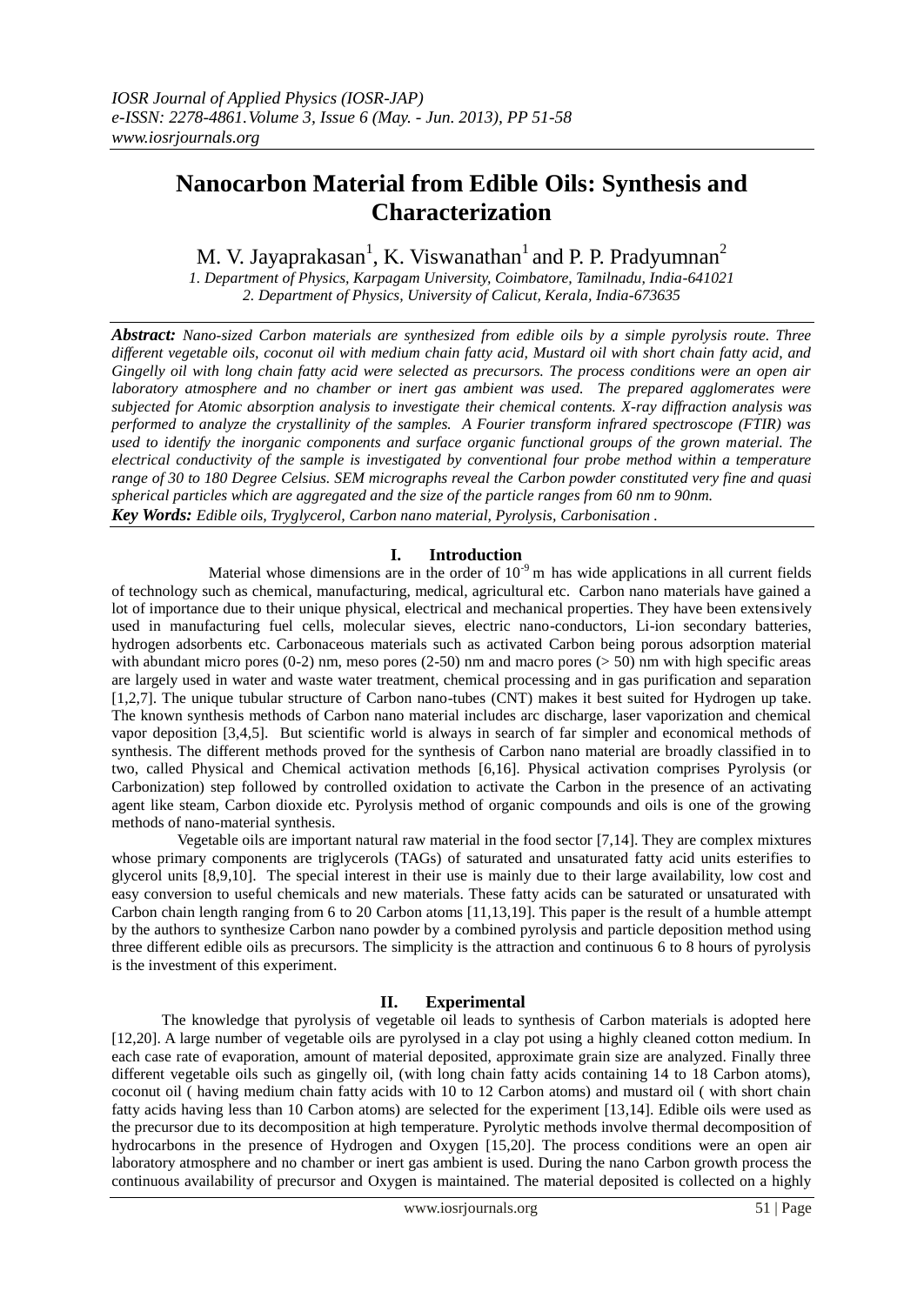# Nanocarbon Material from Edible Oils: Synthesis and Characterization

M. V. Jayaprakasan[1], K. Viswanathan[1] and P. P. Pradyumnan[2]

*1. Department of Physics, Karpagam University, Coimbatore, Tamilnadu, India-641021*
*2. Department of Physics, University of Calicut, Kerala, India-673635*

***Abstract:*** *Nano-sized Carbon materials are synthesized from edible oils by a simple pyrolysis route. Three different vegetable oils, coconut oil with medium chain fatty acid, Mustard oil with short chain fatty acid, and Gingelly oil with long chain fatty acid were selected as precursors. The process conditions were an open air laboratory atmosphere and no chamber or inert gas ambient was used. The prepared agglomerates were subjected for Atomic absorption analysis to investigate their chemical contents. X-ray diffraction analysis was performed to analyze the crystallinity of the samples. A Fourier transform infrared spectroscope (FTIR) was used to identify the inorganic components and surface organic functional groups of the grown material. The electrical conductivity of the sample is investigated by conventional four probe method within a temperature range of 30 to 180 Degree Celsius. SEM micrographs reveal the Carbon powder constituted very fine and quasi spherical particles which are aggregated and the size of the particle ranges from 60 nm to 90nm.*

***Key Words:*** *Edible oils, Tryglycerol, Carbon nano material, Pyrolysis, Carbonisation .*

## I. Introduction

Material whose dimensions are in the order of $10^{-9}$ m has wide applications in all current fields of technology such as chemical, manufacturing, medical, agricultural etc. Carbon nano materials have gained a lot of importance due to their unique physical, electrical and mechanical properties. They have been extensively used in manufacturing fuel cells, molecular sieves, electric nano-conductors, Li-ion secondary batteries, hydrogen adsorbents etc. Carbonaceous materials such as activated Carbon being porous adsorption material with abundant micro pores (0-2) nm, meso pores (2-50) nm and macro pores (> 50) nm with high specific areas are largely used in water and waste water treatment, chemical processing and in gas purification and separation [1,2,7]. The unique tubular structure of Carbon nano-tubes (CNT) makes it best suited for Hydrogen up take. The known synthesis methods of Carbon nano material includes arc discharge, laser vaporization and chemical vapor deposition [3,4,5]. But scientific world is always in search of far simpler and economical methods of synthesis. The different methods proved for the synthesis of Carbon nano material are broadly classified in to two, called Physical and Chemical activation methods [6,16]. Physical activation comprises Pyrolysis (or Carbonization) step followed by controlled oxidation to activate the Carbon in the presence of an activating agent like steam, Carbon dioxide etc. Pyrolysis method of organic compounds and oils is one of the growing methods of nano-material synthesis.

Vegetable oils are important natural raw material in the food sector [7,14]. They are complex mixtures whose primary components are triglycerols (TAGs) of saturated and unsaturated fatty acid units esterifies to glycerol units [8,9,10]. The special interest in their use is mainly due to their large availability, low cost and easy conversion to useful chemicals and new materials. These fatty acids can be saturated or unsaturated with Carbon chain length ranging from 6 to 20 Carbon atoms [11,13,19]. This paper is the result of a humble attempt by the authors to synthesize Carbon nano powder by a combined pyrolysis and particle deposition method using three different edible oils as precursors. The simplicity is the attraction and continuous 6 to 8 hours of pyrolysis is the investment of this experiment.

## II. Experimental

The knowledge that pyrolysis of vegetable oil leads to synthesis of Carbon materials is adopted here [12,20]. A large number of vegetable oils are pyrolysed in a clay pot using a highly cleaned cotton medium. In each case rate of evaporation, amount of material deposited, approximate grain size are analyzed. Finally three different vegetable oils such as gingelly oil, (with long chain fatty acids containing 14 to 18 Carbon atoms), coconut oil ( having medium chain fatty acids with 10 to 12 Carbon atoms) and mustard oil ( with short chain fatty acids having less than 10 Carbon atoms) are selected for the experiment [13,14]. Edible oils were used as the precursor due to its decomposition at high temperature. Pyrolytic methods involve thermal decomposition of hydrocarbons in the presence of Hydrogen and Oxygen [15,20]. The process conditions were an open air laboratory atmosphere and no chamber or inert gas ambient is used. During the nano Carbon growth process the continuous availability of precursor and Oxygen is maintained. The material deposited is collected on a highly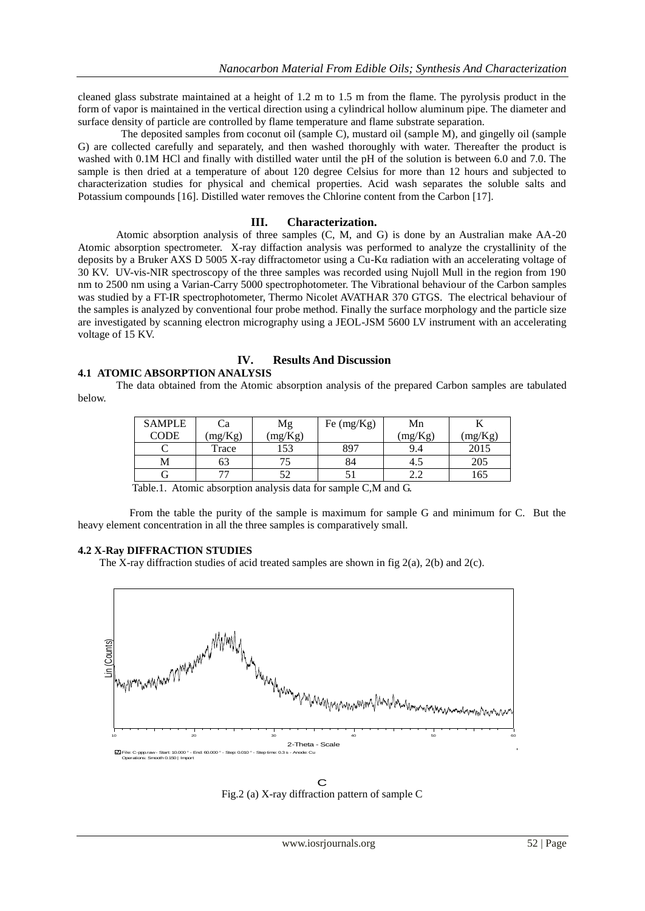cleaned glass substrate maintained at a height of 1.2 m to 1.5 m from the flame. The pyrolysis product in the form of vapor is maintained in the vertical direction using a cylindrical hollow aluminum pipe. The diameter and surface density of particle are controlled by flame temperature and flame substrate separation.

The deposited samples from coconut oil (sample C), mustard oil (sample M), and gingelly oil (sample G) are collected carefully and separately, and then washed thoroughly with water. Thereafter the product is washed with 0.1M HCl and finally with distilled water until the pH of the solution is between 6.0 and 7.0. The sample is then dried at a temperature of about 120 degree Celsius for more than 12 hours and subjected to characterization studies for physical and chemical properties. Acid wash separates the soluble salts and Potassium compounds [16]. Distilled water removes the Chlorine content from the Carbon [17].

## III. Characterization.

Atomic absorption analysis of three samples (C, M, and G) is done by an Australian make AA-20 Atomic absorption spectrometer. X-ray diffraction analysis was performed to analyze the crystallinity of the deposits by a Bruker AXS D 5005 X-ray diffractometor using a Cu-Kα radiation with an accelerating voltage of 30 KV. UV-vis-NIR spectroscopy of the three samples was recorded using Nujoll Mull in the region from 190 nm to 2500 nm using a Varian-Carry 5000 spectrophotometer. The Vibrational behaviour of the Carbon samples was studied by a FT-IR spectrophotometer, Thermo Nicolet AVATHAR 370 GTGS. The electrical behaviour of the samples is analyzed by conventional four probe method. Finally the surface morphology and the particle size are investigated by scanning electron micrography using a JEOL-JSM 5600 LV instrument with an accelerating voltage of 15 KV.

## IV. Results And Discussion

### 4.1 ATOMIC ABSORPTION ANALYSIS

The data obtained from the Atomic absorption analysis of the prepared Carbon samples are tabulated below.

| SAMPLE CODE | Ca (mg/Kg) | Mg (mg/Kg) | Fe (mg/Kg) | Mn (mg/Kg) | K (mg/Kg) |
|---|---|---|---|---|---|
| C | Trace | 153 | 897 | 9.4 | 2015 |
| M | 63 | 75 | 84 | 4.5 | 205 |
| G | 77 | 52 | 51 | 2.2 | 165 |

Table.1. Atomic absorption analysis data for sample C,M and G.

From the table the purity of the sample is maximum for sample G and minimum for C. But the heavy element concentration in all the three samples is comparatively small.

### 4.2 X-Ray DIFFRACTION STUDIES

The X-ray diffraction studies of acid treated samples are shown in fig 2(a), 2(b) and 2(c).

C

Fig.2 (a) X-ray diffraction pattern of sample C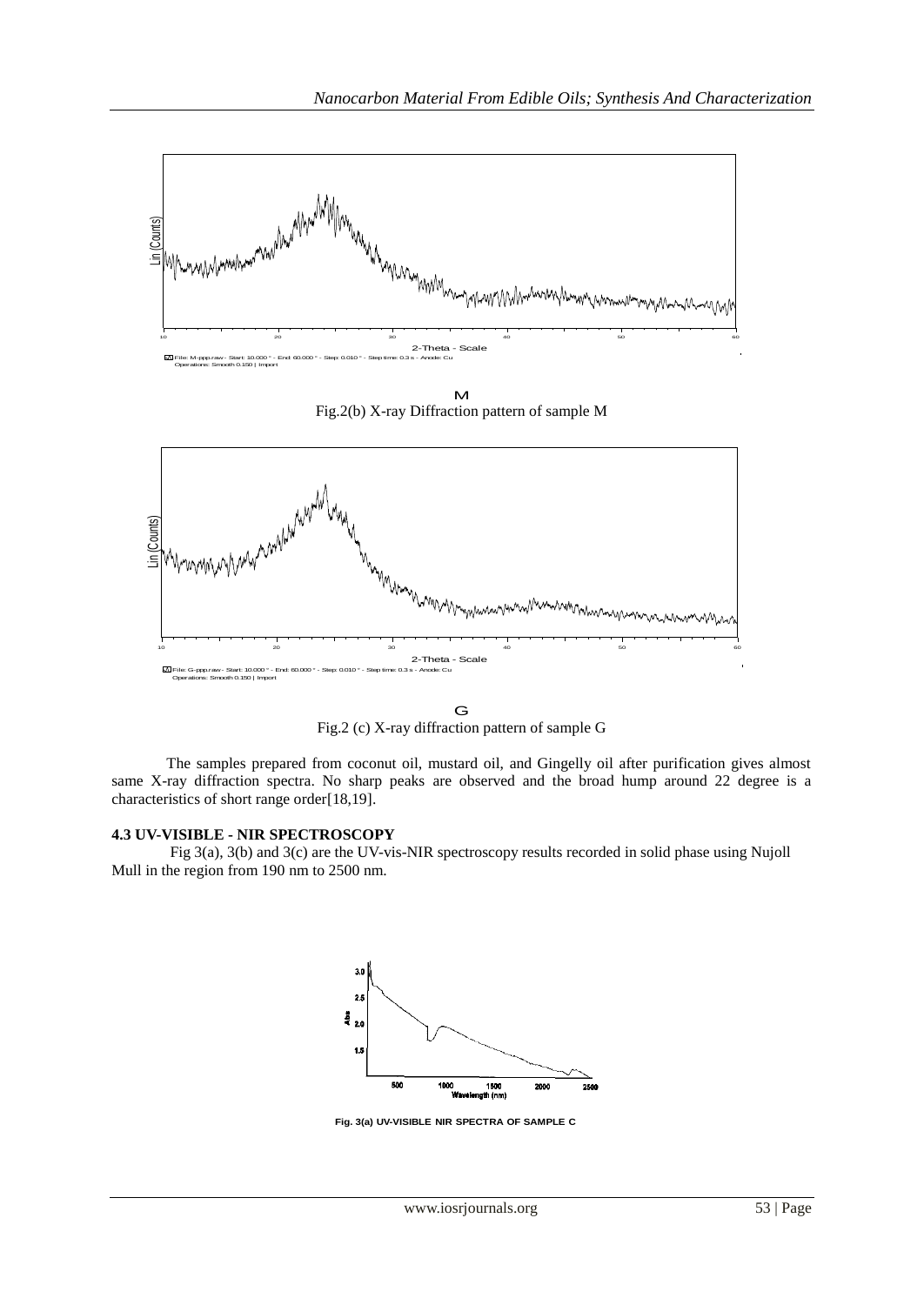M

Fig.2(b) X-ray Diffraction pattern of sample M

G

Fig.2 (c) X-ray diffraction pattern of sample G

The samples prepared from coconut oil, mustard oil, and Gingelly oil after purification gives almost same X-ray diffraction spectra. No sharp peaks are observed and the broad hump around 22 degree is a characteristics of short range order[18,19].

### 4.3 UV-VISIBLE - NIR SPECTROSCOPY

Fig 3(a), 3(b) and 3(c) are the UV-vis-NIR spectroscopy results recorded in solid phase using Nujoll Mull in the region from 190 nm to 2500 nm.

**Fig. 3(a) UV-VISIBLE NIR SPECTRA OF SAMPLE C**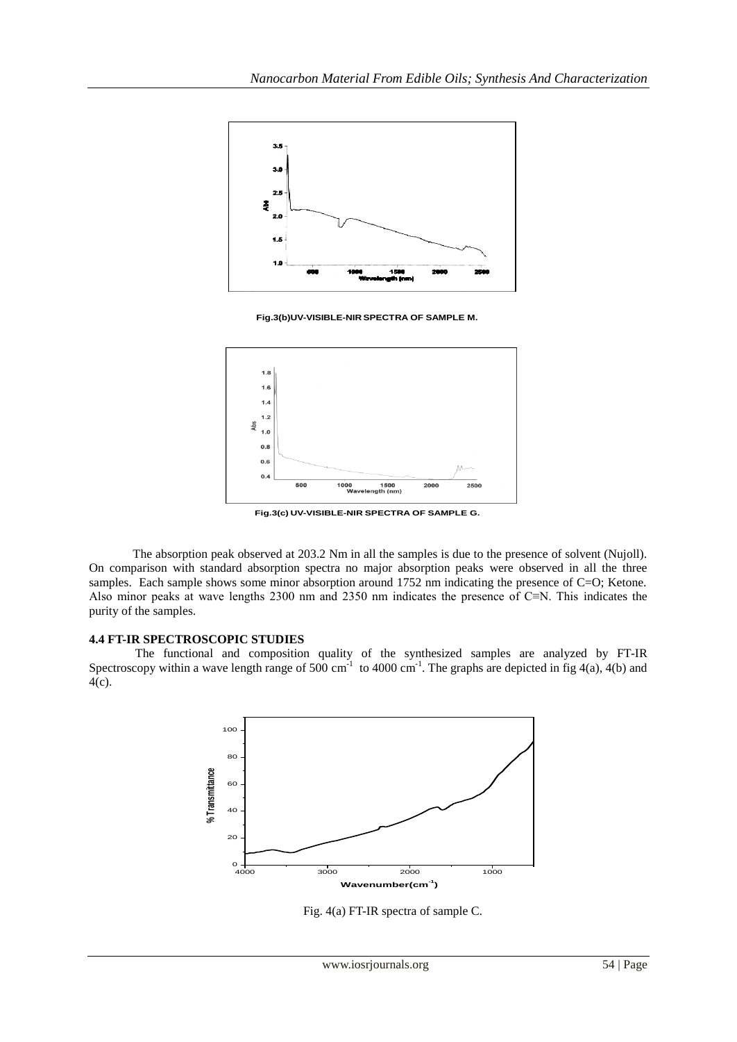Fig.3(b)UV-VISIBLE-NIR SPECTRA OF SAMPLE M.

Fig.3(c) UV-VISIBLE-NIR SPECTRA OF SAMPLE G.

The absorption peak observed at 203.2 Nm in all the samples is due to the presence of solvent (Nujoll). On comparison with standard absorption spectra no major absorption peaks were observed in all the three samples. Each sample shows some minor absorption around 1752 nm indicating the presence of C=O; Ketone. Also minor peaks at wave lengths 2300 nm and 2350 nm indicates the presence of C≡N. This indicates the purity of the samples.

### 4.4 FT-IR SPECTROSCOPIC STUDIES

The functional and composition quality of the synthesized samples are analyzed by FT-IR Spectroscopy within a wave length range of 500 $cm^{-1}$ to 4000 $cm^{-1}$. The graphs are depicted in fig 4(a), 4(b) and 4(c).

Fig. 4(a) FT-IR spectra of sample C.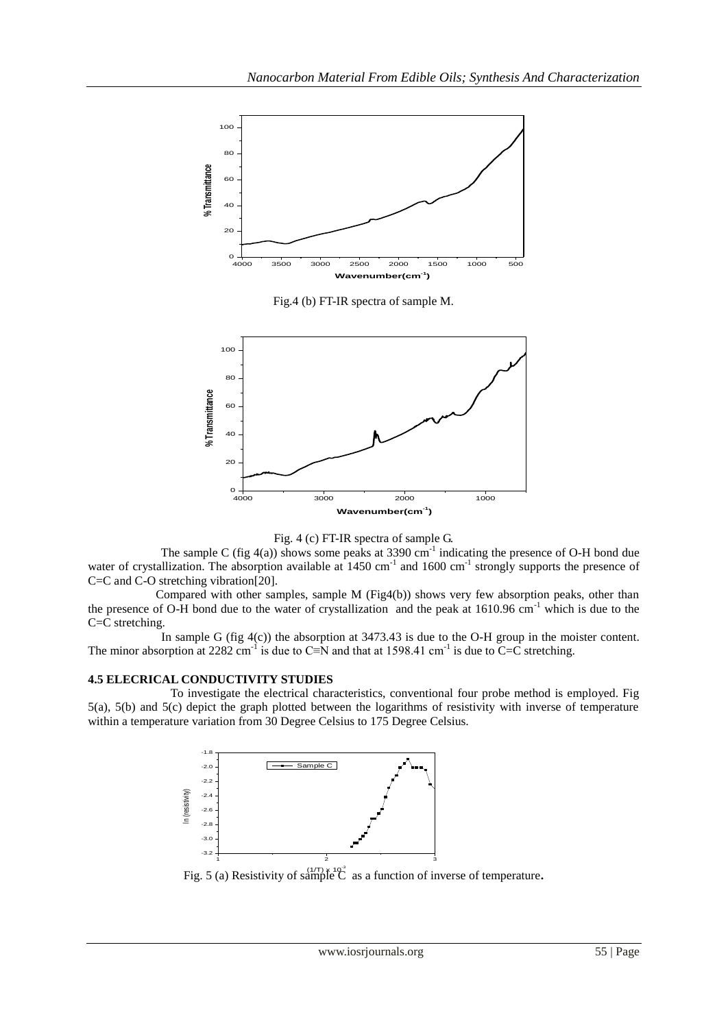Fig.4 (b) FT-IR spectra of sample M.

Fig. 4 (c) FT-IR spectra of sample G.

The sample C (fig 4(a)) shows some peaks at 3390 $cm^{-1}$ indicating the presence of O-H bond due water of crystallization. The absorption available at 1450 $cm^{-1}$ and 1600 $cm^{-1}$ strongly supports the presence of C=C and C-O stretching vibration[20].

Compared with other samples, sample M (Fig4(b)) shows very few absorption peaks, other than the presence of O-H bond due to the water of crystallization and the peak at 1610.96 $cm^{-1}$ which is due to the C=C stretching.

In sample G (fig 4(c)) the absorption at 3473.43 is due to the O-H group in the moister content. The minor absorption at 2282 $cm^{-1}$ is due to C≡N and that at 1598.41 $cm^{-1}$ is due to C=C stretching.

### 4.5 ELECRICAL CONDUCTIVITY STUDIES

To investigate the electrical characteristics, conventional four probe method is employed. Fig 5(a), 5(b) and 5(c) depict the graph plotted between the logarithms of resistivity with inverse of temperature within a temperature variation from 30 Degree Celsius to 175 Degree Celsius.

Fig. 5 (a) Resistivity of sample C as a function of inverse of temperature.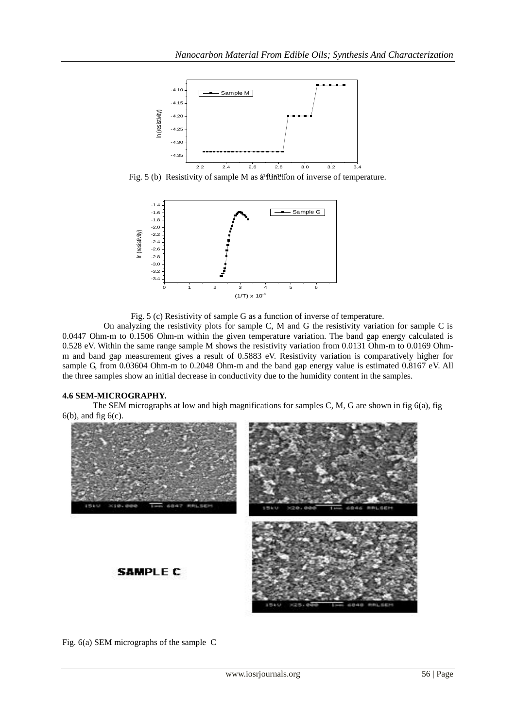Fig. 5 (b) Resistivity of sample M as a function of inverse of temperature.

Fig. 5 (c) Resistivity of sample G as a function of inverse of temperature.

On analyzing the resistivity plots for sample C, M and G the resistivity variation for sample C is 0.0447 Ohm-m to 0.1506 Ohm-m within the given temperature variation. The band gap energy calculated is 0.528 eV. Within the same range sample M shows the resistivity variation from 0.0131 Ohm-m to 0.0169 Ohm-m and band gap measurement gives a result of 0.5883 eV. Resistivity variation is comparatively higher for sample G, from 0.03604 Ohm-m to 0.2048 Ohm-m and the band gap energy value is estimated 0.8167 eV. All the three samples show an initial decrease in conductivity due to the humidity content in the samples.

### 4.6 SEM-MICROGRAPHY.

The SEM micrographs at low and high magnifications for samples C, M, G are shown in fig 6(a), fig 6(b), and fig 6(c).

SAMPLE C

Fig. 6(a) SEM micrographs of the sample C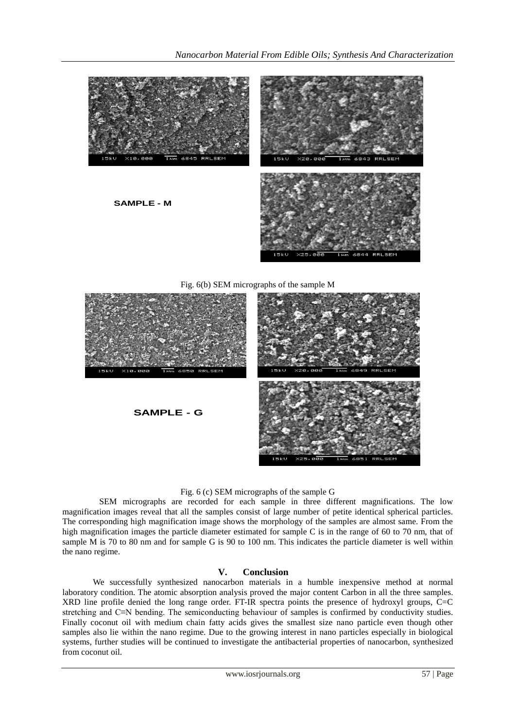SAMPLE - M

Fig. 6(b) SEM micrographs of the sample M

SAMPLE - G

Fig. 6 (c) SEM micrographs of the sample G

SEM micrographs are recorded for each sample in three different magnifications. The low magnification images reveal that all the samples consist of large number of petite identical spherical particles. The corresponding high magnification image shows the morphology of the samples are almost same. From the high magnification images the particle diameter estimated for sample C is in the range of 60 to 70 nm, that of sample M is 70 to 80 nm and for sample G is 90 to 100 nm. This indicates the particle diameter is well within the nano regime.

## V. Conclusion

We successfully synthesized nanocarbon materials in a humble inexpensive method at normal laboratory condition. The atomic absorption analysis proved the major content Carbon in all the three samples. XRD line profile denied the long range order. FT-IR spectra points the presence of hydroxyl groups, C=C stretching and C≡N bending. The semiconducting behaviour of samples is confirmed by conductivity studies. Finally coconut oil with medium chain fatty acids gives the smallest size nano particle even though other samples also lie within the nano regime. Due to the growing interest in nano particles especially in biological systems, further studies will be continued to investigate the antibacterial properties of nanocarbon, synthesized from coconut oil.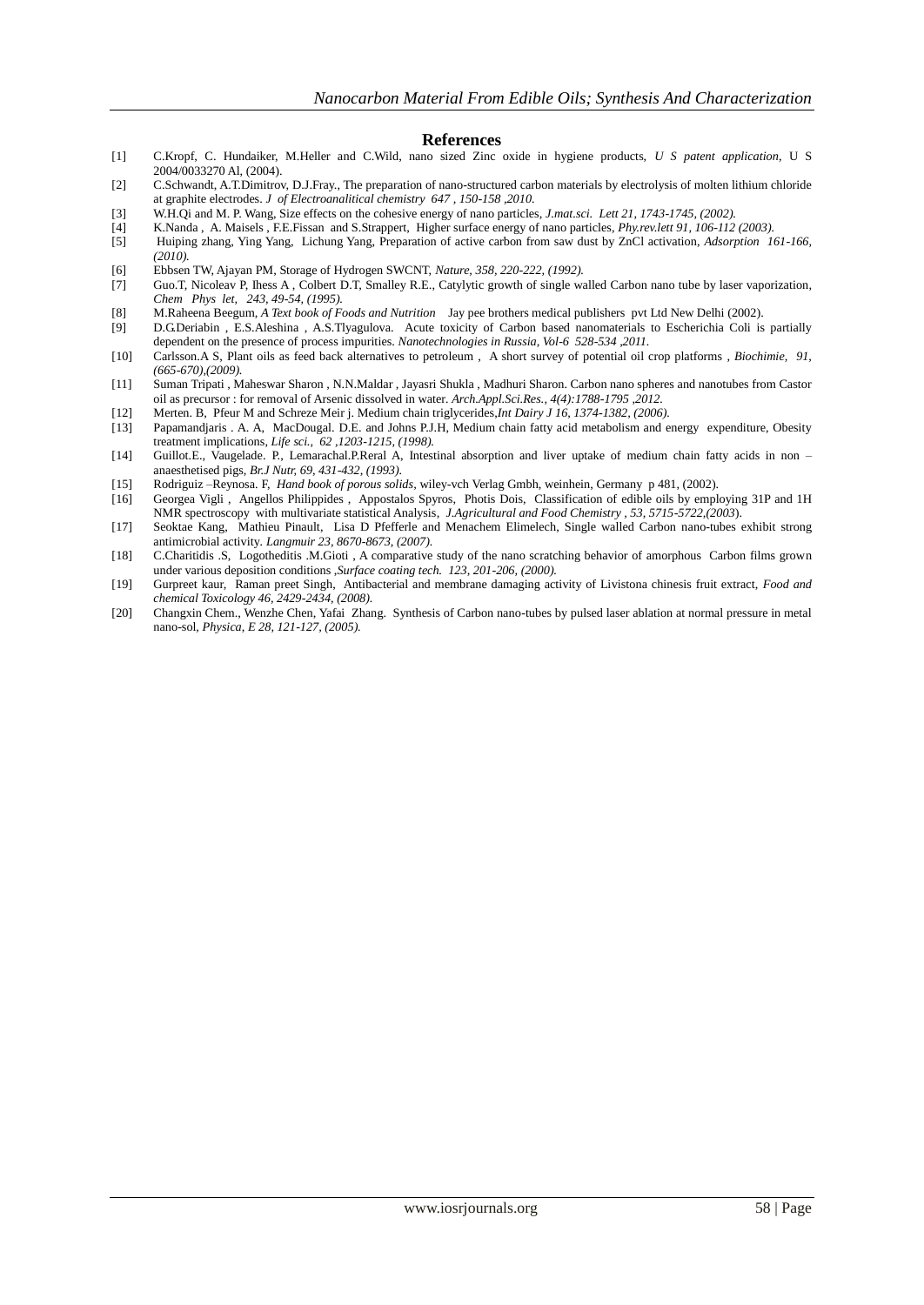## References

[1] C.Kropf, C. Hundaiker, M.Heller and C.Wild, nano sized Zinc oxide in hygiene products, *U S patent application*, U S 2004/0033270 Al, (2004).

[2] C.Schwandt, A.T.Dimitrov, D.J.Fray., The preparation of nano-structured carbon materials by electrolysis of molten lithium chloride at graphite electrodes. *J of Electroanalitical chemistry 647 , 150-158 ,2010.*

[3] W.H.Qi and M. P. Wang, Size effects on the cohesive energy of nano particles, *J.mat.sci. Lett 21, 1743-1745, (2002).*

[4] K.Nanda , A. Maisels , F.E.Fissan and S.Strappert, Higher surface energy of nano particles, *Phy.rev.lett 91, 106-112 (2003).*

[5] Huiping zhang, Ying Yang, Lichung Yang, Preparation of active carbon from saw dust by ZnCl activation, *Adsorption 161-166, (2010).*

[6] Ebbsen TW, Ajayan PM, Storage of Hydrogen SWCNT, *Nature, 358, 220-222, (1992).*

[7] Guo.T, Nicoleav P, Ihess A , Colbert D.T, Smalley R.E., Catylytic growth of single walled Carbon nano tube by laser vaporization, *Chem Phys let, 243, 49-54, (1995).*

[8] M.Raheena Beegum, *A Text book of Foods and Nutrition* Jay pee brothers medical publishers pvt Ltd New Delhi (2002).

[9] D.G.Deriabin , E.S.Aleshina , A.S.Tlyagulova. Acute toxicity of Carbon based nanomaterials to Escherichia Coli is partially dependent on the presence of process impurities. *Nanotechnologies in Russia, Vol-6 528-534 ,2011.*

[10] Carlsson.A S, Plant oils as feed back alternatives to petroleum , A short survey of potential oil crop platforms , *Biochimie, 91, (665-670),(2009).*

[11] Suman Tripati , Maheswar Sharon , N.N.Maldar , Jayasri Shukla , Madhuri Sharon. Carbon nano spheres and nanotubes from Castor oil as precursor : for removal of Arsenic dissolved in water. *Arch.Appl.Sci.Res., 4(4):1788-1795 ,2012.*

[12] Merten. B, Pfeur M and Schreze Meir j. Medium chain triglycerides,*Int Dairy J 16, 1374-1382, (2006).*

[13] Papamandjaris . A. A, MacDougal. D.E. and Johns P.J.H, Medium chain fatty acid metabolism and energy expenditure, Obesity treatment implications, *Life sci., 62 ,1203-1215, (1998).*

[14] Guillot.E., Vaugelade. P., Lemarachal.P.Reral A, Intestinal absorption and liver uptake of medium chain fatty acids in non – anaesthetised pigs, *Br.J Nutr, 69, 431-432, (1993).*

[15] Rodriguiz –Reynosa. F, *Hand book of porous solids*, wiley-vch Verlag Gmbh, weinhein, Germany p 481, (2002).

[16] Georgea Vigli , Angellos Philippides , Appostalos Spyros, Photis Dois, Classification of edible oils by employing 31P and 1H NMR spectroscopy with multivariate statistical Analysis, *J.Agricultural and Food Chemistry , 53, 5715-5722,(2003*).

[17] Seoktae Kang, Mathieu Pinault, Lisa D Pfefferle and Menachem Elimelech, Single walled Carbon nano-tubes exhibit strong antimicrobial activity. *Langmuir 23, 8670-8673, (2007).*

[18] C.Charitidis .S, Logotheditis .M.Gioti , A comparative study of the nano scratching behavior of amorphous Carbon films grown under various deposition conditions ,*Surface coating tech. 123, 201-206, (2000).*

[19] Gurpreet kaur, Raman preet Singh, Antibacterial and membrane damaging activity of Livistona chinesis fruit extract, *Food and chemical Toxicology 46, 2429-2434, (2008).*

[20] Changxin Chem., Wenzhe Chen, Yafai Zhang. Synthesis of Carbon nano-tubes by pulsed laser ablation at normal pressure in metal nano-sol, *Physica, E 28, 121-127, (2005).*